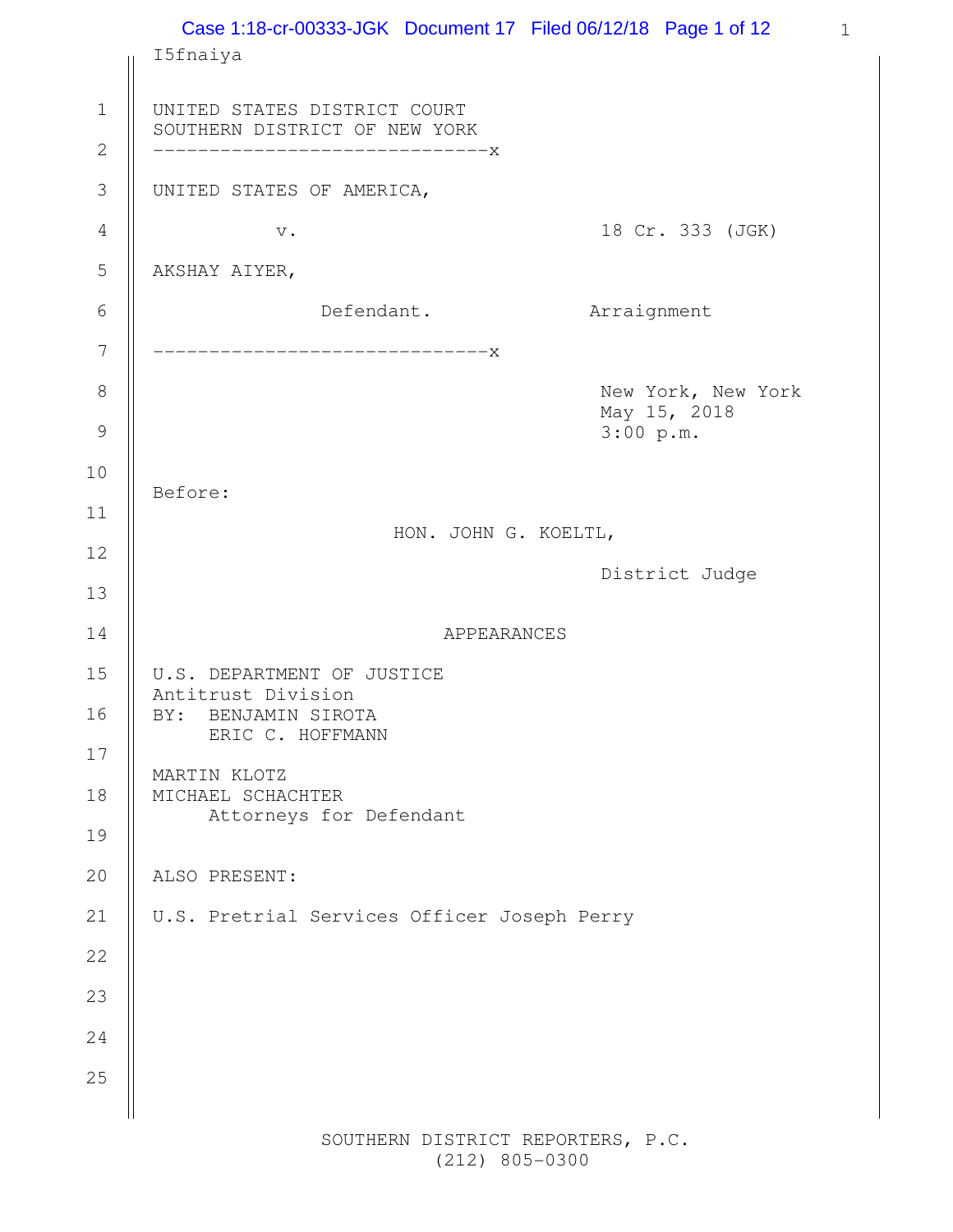I5fnaiya

UNITED STATES DISTRICT COURT
SOUTHERN DISTRICT OF NEW YORK

------------------------------x

UNITED STATES OF AMERICA,

v. — 18 Cr. 333 (JGK)

AKSHAY AIYER,

Defendant. — Arraignment

------------------------------x

New York, New York
May 15, 2018
3:00 p.m.

Before:

HON. JOHN G. KOELTL,

District Judge

APPEARANCES

U.S. DEPARTMENT OF JUSTICE
Antitrust Division
BY: BENJAMIN SIROTA
ERIC C. HOFFMANN

MARTIN KLOTZ
MICHAEL SCHACHTER
Attorneys for Defendant

ALSO PRESENT:

U.S. Pretrial Services Officer Joseph Perry

SOUTHERN DISTRICT REPORTERS, P.C.
(212) 805-0300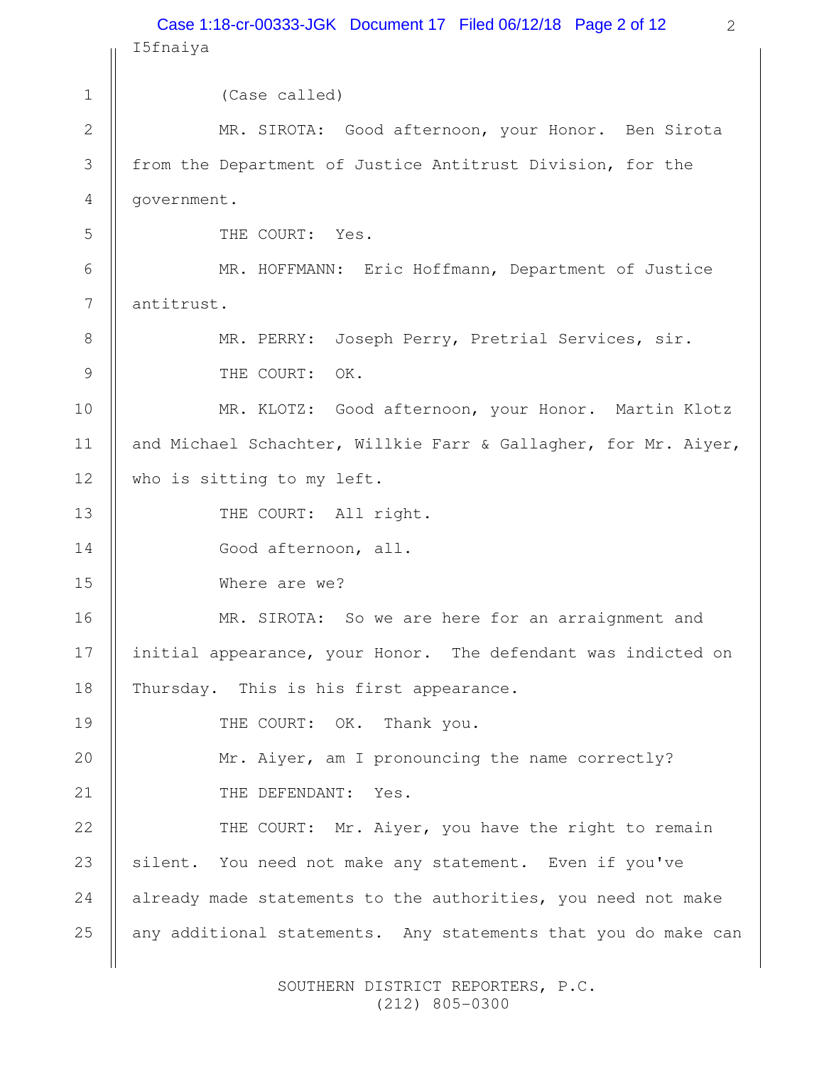I5fnaiya

(Case called)

MR. SIROTA: Good afternoon, your Honor. Ben Sirota from the Department of Justice Antitrust Division, for the government.

THE COURT: Yes.

MR. HOFFMANN: Eric Hoffmann, Department of Justice antitrust.

MR. PERRY: Joseph Perry, Pretrial Services, sir.

THE COURT: OK.

MR. KLOTZ: Good afternoon, your Honor. Martin Klotz and Michael Schachter, Willkie Farr & Gallagher, for Mr. Aiyer, who is sitting to my left.

THE COURT: All right.

Good afternoon, all.

Where are we?

MR. SIROTA: So we are here for an arraignment and initial appearance, your Honor. The defendant was indicted on Thursday. This is his first appearance.

THE COURT: OK. Thank you.

Mr. Aiyer, am I pronouncing the name correctly?

THE DEFENDANT: Yes.

THE COURT: Mr. Aiyer, you have the right to remain silent. You need not make any statement. Even if you've already made statements to the authorities, you need not make any additional statements. Any statements that you do make can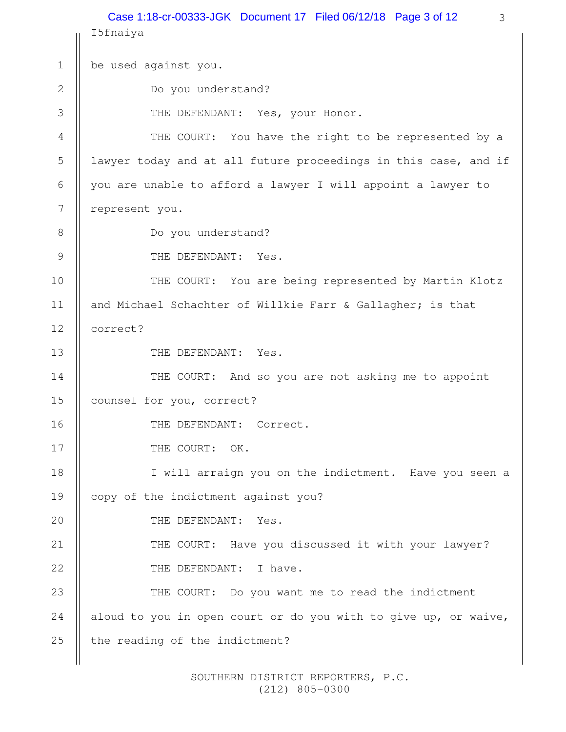be used against you.

Do you understand?

THE DEFENDANT: Yes, your Honor.

THE COURT: You have the right to be represented by a lawyer today and at all future proceedings in this case, and if you are unable to afford a lawyer I will appoint a lawyer to represent you.

Do you understand?

THE DEFENDANT: Yes.

THE COURT: You are being represented by Martin Klotz and Michael Schachter of Willkie Farr & Gallagher; is that correct?

THE DEFENDANT: Yes.

THE COURT: And so you are not asking me to appoint counsel for you, correct?

THE DEFENDANT: Correct.

THE COURT: OK.

I will arraign you on the indictment. Have you seen a copy of the indictment against you?

THE DEFENDANT: Yes.

THE COURT: Have you discussed it with your lawyer?

THE DEFENDANT: I have.

THE COURT: Do you want me to read the indictment aloud to you in open court or do you with to give up, or waive, the reading of the indictment?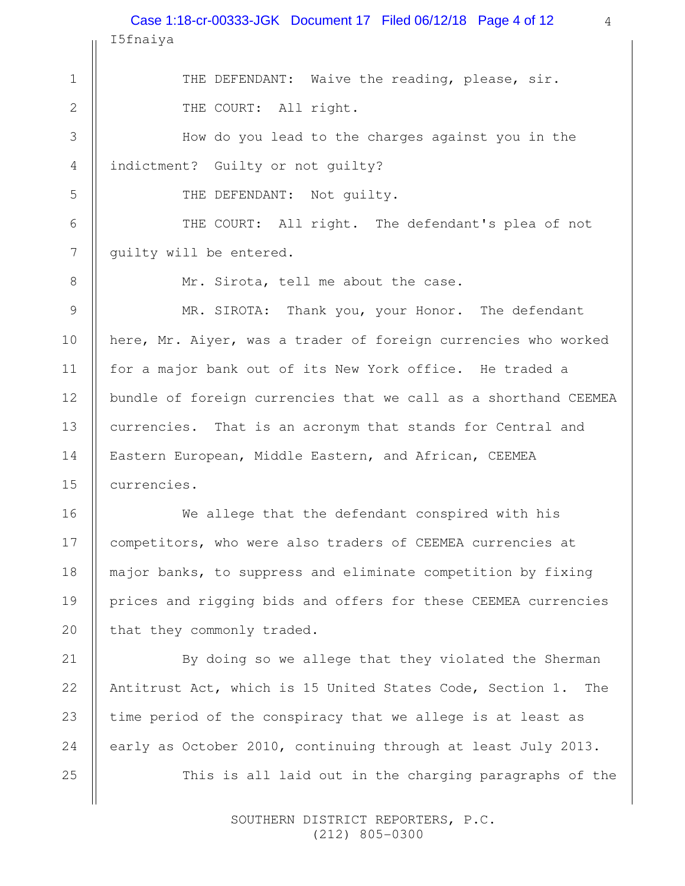THE DEFENDANT: Waive the reading, please, sir.

THE COURT: All right.

How do you lead to the charges against you in the indictment? Guilty or not guilty?

THE DEFENDANT: Not guilty.

THE COURT: All right. The defendant's plea of not guilty will be entered.

Mr. Sirota, tell me about the case.

MR. SIROTA: Thank you, your Honor. The defendant here, Mr. Aiyer, was a trader of foreign currencies who worked for a major bank out of its New York office. He traded a bundle of foreign currencies that we call as a shorthand CEEMEA currencies. That is an acronym that stands for Central and Eastern European, Middle Eastern, and African, CEEMEA currencies.

We allege that the defendant conspired with his competitors, who were also traders of CEEMEA currencies at major banks, to suppress and eliminate competition by fixing prices and rigging bids and offers for these CEEMEA currencies that they commonly traded.

By doing so we allege that they violated the Sherman Antitrust Act, which is 15 United States Code, Section 1. The time period of the conspiracy that we allege is at least as early as October 2010, continuing through at least July 2013.

This is all laid out in the charging paragraphs of the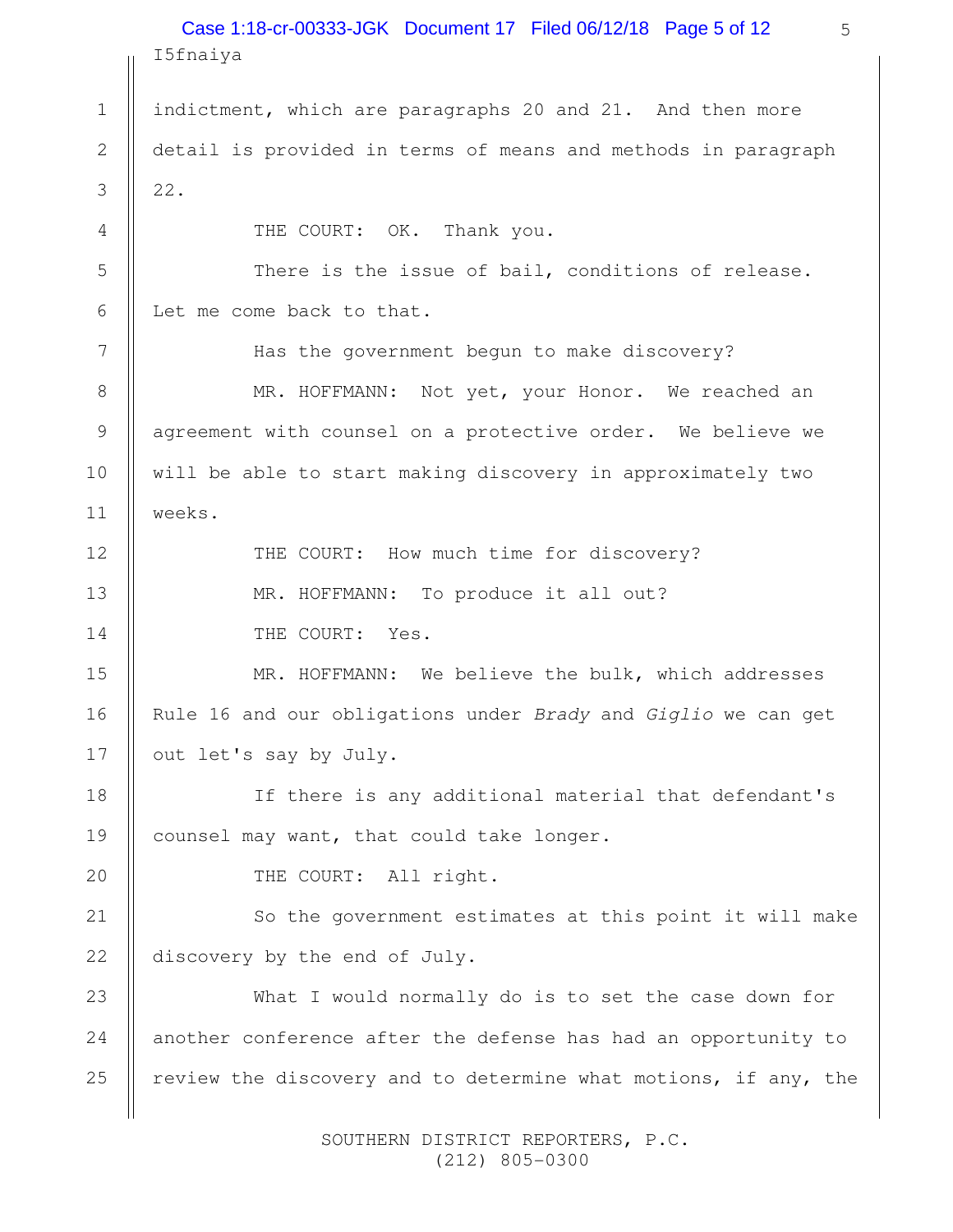indictment, which are paragraphs 20 and 21. And then more detail is provided in terms of means and methods in paragraph 22.

THE COURT: OK. Thank you.

There is the issue of bail, conditions of release. Let me come back to that.

Has the government begun to make discovery?

MR. HOFFMANN: Not yet, your Honor. We reached an agreement with counsel on a protective order. We believe we will be able to start making discovery in approximately two weeks.

THE COURT: How much time for discovery?

MR. HOFFMANN: To produce it all out?

THE COURT: Yes.

MR. HOFFMANN: We believe the bulk, which addresses Rule 16 and our obligations under *Brady* and *Giglio* we can get out let's say by July.

If there is any additional material that defendant's counsel may want, that could take longer.

THE COURT: All right.

So the government estimates at this point it will make discovery by the end of July.

What I would normally do is to set the case down for another conference after the defense has had an opportunity to review the discovery and to determine what motions, if any, the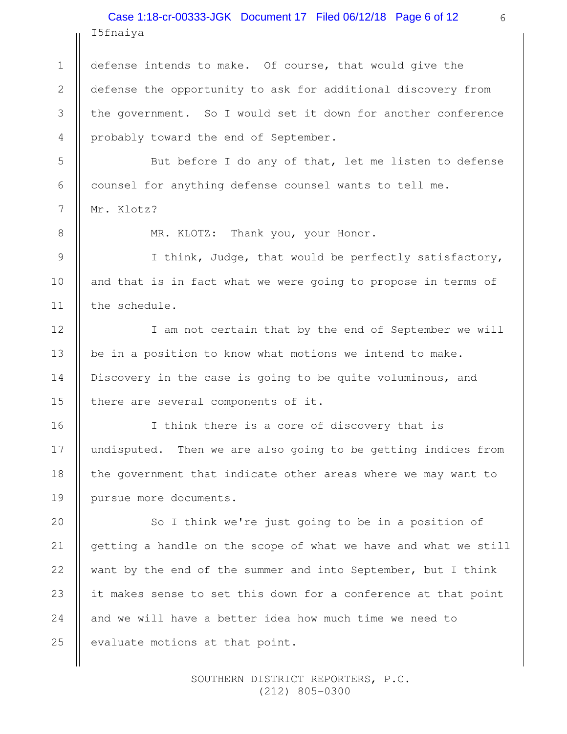defense intends to make. Of course, that would give the defense the opportunity to ask for additional discovery from the government. So I would set it down for another conference probably toward the end of September.

But before I do any of that, let me listen to defense counsel for anything defense counsel wants to tell me. Mr. Klotz?

MR. KLOTZ: Thank you, your Honor.

I think, Judge, that would be perfectly satisfactory, and that is in fact what we were going to propose in terms of the schedule.

I am not certain that by the end of September we will be in a position to know what motions we intend to make. Discovery in the case is going to be quite voluminous, and there are several components of it.

I think there is a core of discovery that is undisputed. Then we are also going to be getting indices from the government that indicate other areas where we may want to pursue more documents.

So I think we're just going to be in a position of getting a handle on the scope of what we have and what we still want by the end of the summer and into September, but I think it makes sense to set this down for a conference at that point and we will have a better idea how much time we need to evaluate motions at that point.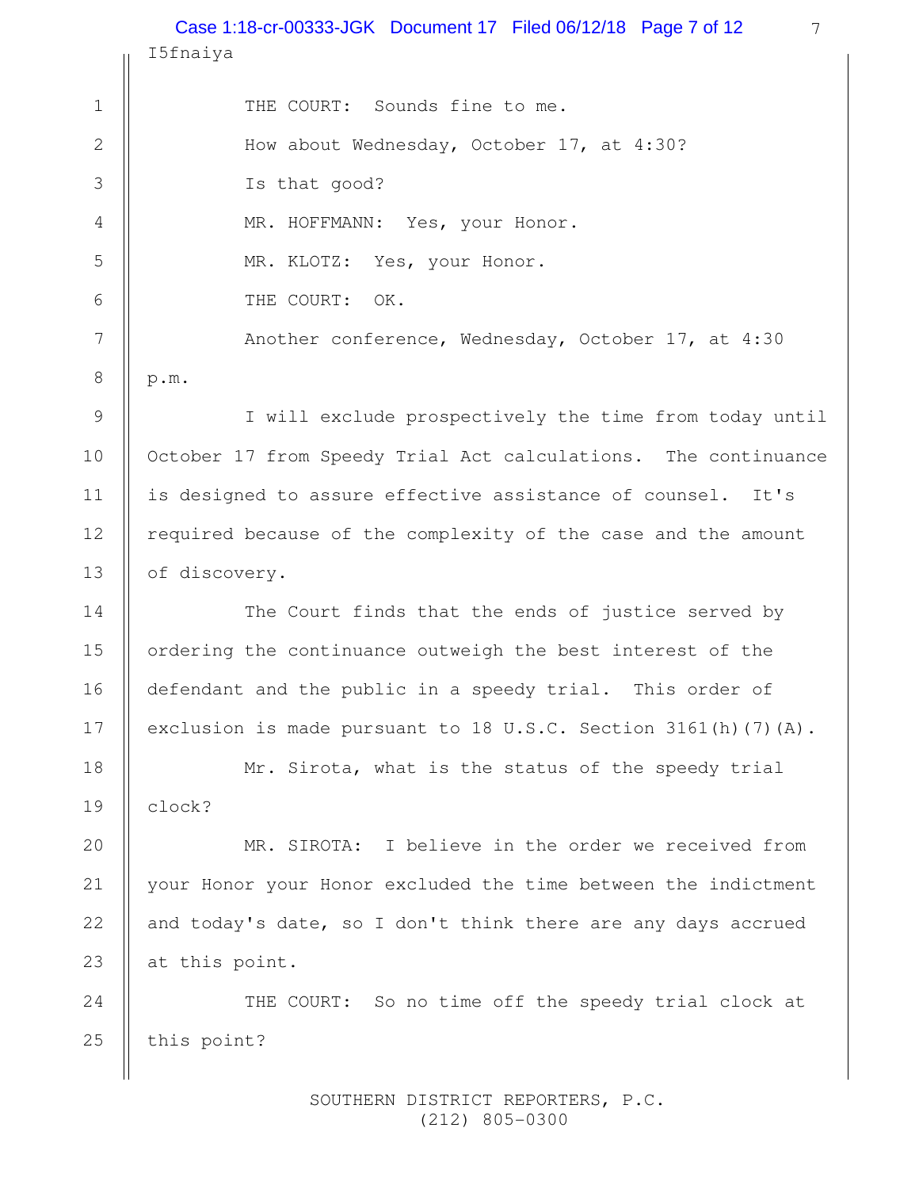I5fnaiya

THE COURT: Sounds fine to me.

How about Wednesday, October 17, at 4:30?

Is that good?

MR. HOFFMANN: Yes, your Honor.

MR. KLOTZ: Yes, your Honor.

THE COURT: OK.

Another conference, Wednesday, October 17, at 4:30 p.m.

I will exclude prospectively the time from today until October 17 from Speedy Trial Act calculations. The continuance is designed to assure effective assistance of counsel. It's required because of the complexity of the case and the amount of discovery.

The Court finds that the ends of justice served by ordering the continuance outweigh the best interest of the defendant and the public in a speedy trial. This order of exclusion is made pursuant to 18 U.S.C. Section 3161(h)(7)(A).

Mr. Sirota, what is the status of the speedy trial clock?

MR. SIROTA: I believe in the order we received from your Honor your Honor excluded the time between the indictment and today's date, so I don't think there are any days accrued at this point.

THE COURT: So no time off the speedy trial clock at this point?

SOUTHERN DISTRICT REPORTERS, P.C.
(212) 805-0300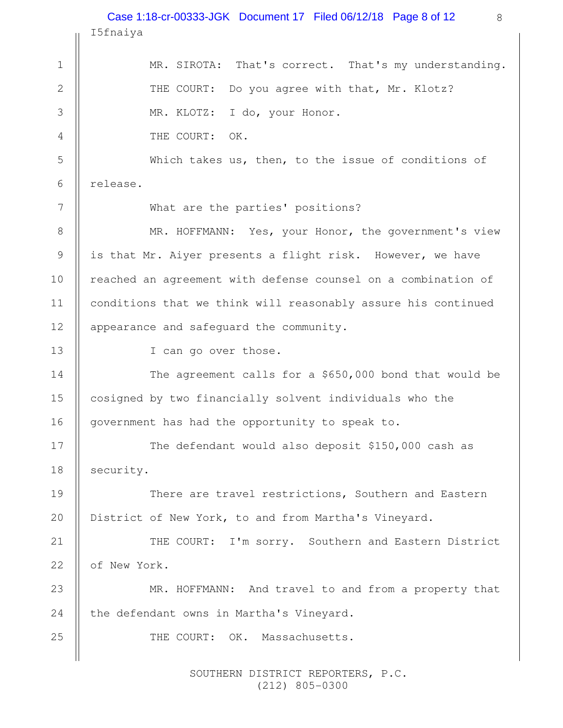MR. SIROTA: That's correct. That's my understanding.

THE COURT: Do you agree with that, Mr. Klotz?

MR. KLOTZ: I do, your Honor.

THE COURT: OK.

Which takes us, then, to the issue of conditions of release.

What are the parties' positions?

MR. HOFFMANN: Yes, your Honor, the government's view is that Mr. Aiyer presents a flight risk. However, we have reached an agreement with defense counsel on a combination of conditions that we think will reasonably assure his continued appearance and safeguard the community.

I can go over those.

The agreement calls for a $650,000 bond that would be cosigned by two financially solvent individuals who the government has had the opportunity to speak to.

The defendant would also deposit $150,000 cash as security.

There are travel restrictions, Southern and Eastern District of New York, to and from Martha's Vineyard.

THE COURT: I'm sorry. Southern and Eastern District of New York.

MR. HOFFMANN: And travel to and from a property that the defendant owns in Martha's Vineyard.

THE COURT: OK. Massachusetts.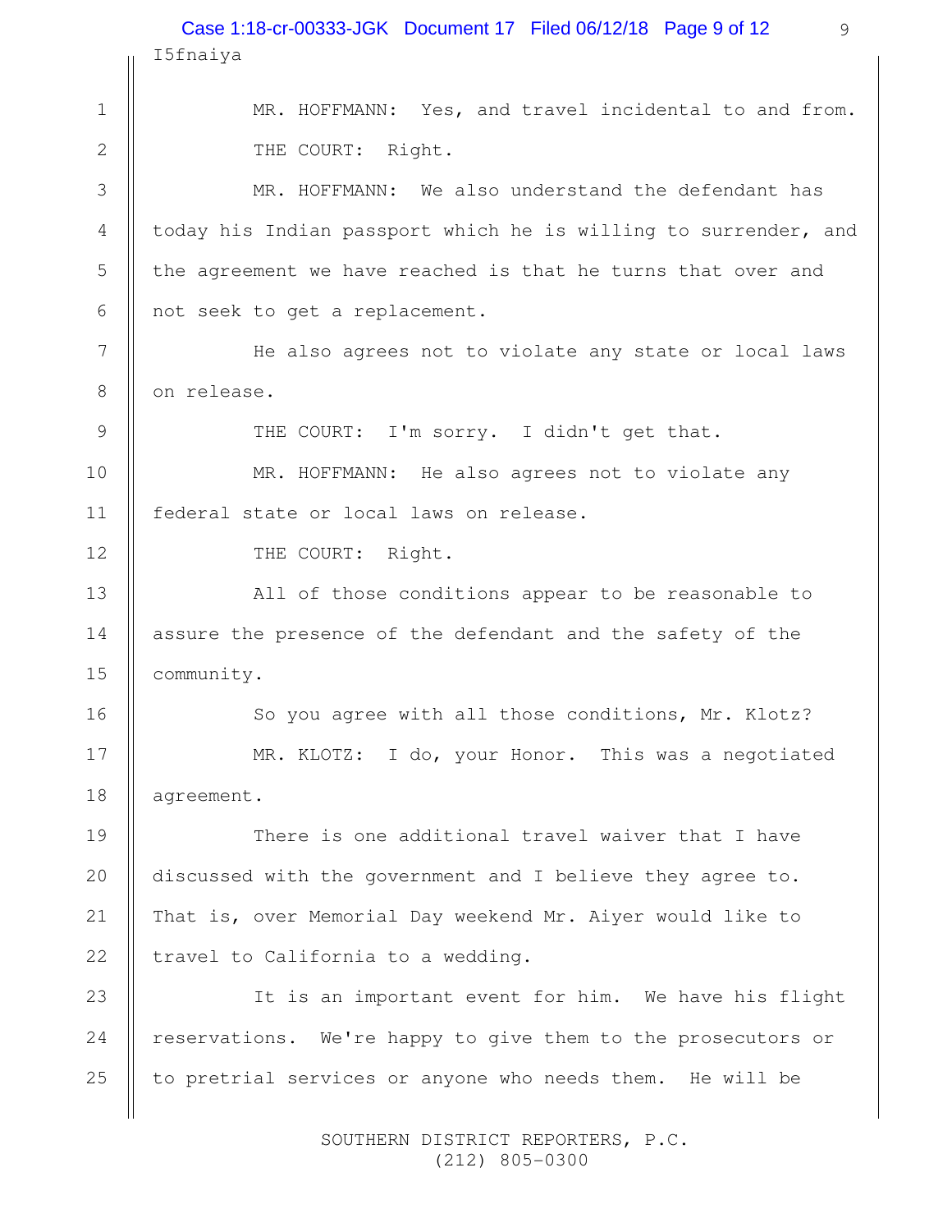MR. HOFFMANN: Yes, and travel incidental to and from.

THE COURT: Right.

MR. HOFFMANN: We also understand the defendant has today his Indian passport which he is willing to surrender, and the agreement we have reached is that he turns that over and not seek to get a replacement.

He also agrees not to violate any state or local laws on release.

THE COURT: I'm sorry. I didn't get that.

MR. HOFFMANN: He also agrees not to violate any federal state or local laws on release.

THE COURT: Right.

All of those conditions appear to be reasonable to assure the presence of the defendant and the safety of the community.

So you agree with all those conditions, Mr. Klotz?

MR. KLOTZ: I do, your Honor. This was a negotiated agreement.

There is one additional travel waiver that I have discussed with the government and I believe they agree to. That is, over Memorial Day weekend Mr. Aiyer would like to travel to California to a wedding.

It is an important event for him. We have his flight reservations. We're happy to give them to the prosecutors or to pretrial services or anyone who needs them. He will be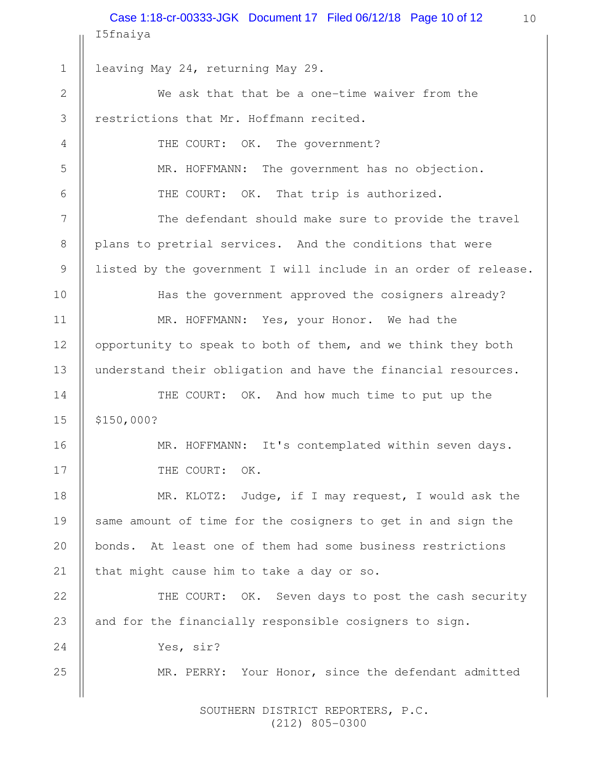leaving May 24, returning May 29.

We ask that that be a one-time waiver from the restrictions that Mr. Hoffmann recited.

THE COURT: OK. The government?

MR. HOFFMANN: The government has no objection.

THE COURT: OK. That trip is authorized.

The defendant should make sure to provide the travel plans to pretrial services. And the conditions that were listed by the government I will include in an order of release.

Has the government approved the cosigners already?

MR. HOFFMANN: Yes, your Honor. We had the opportunity to speak to both of them, and we think they both understand their obligation and have the financial resources.

THE COURT: OK. And how much time to put up the $150,000?

MR. HOFFMANN: It's contemplated within seven days.

THE COURT: OK.

MR. KLOTZ: Judge, if I may request, I would ask the same amount of time for the cosigners to get in and sign the bonds. At least one of them had some business restrictions that might cause him to take a day or so.

THE COURT: OK. Seven days to post the cash security and for the financially responsible cosigners to sign.

Yes, sir?

MR. PERRY: Your Honor, since the defendant admitted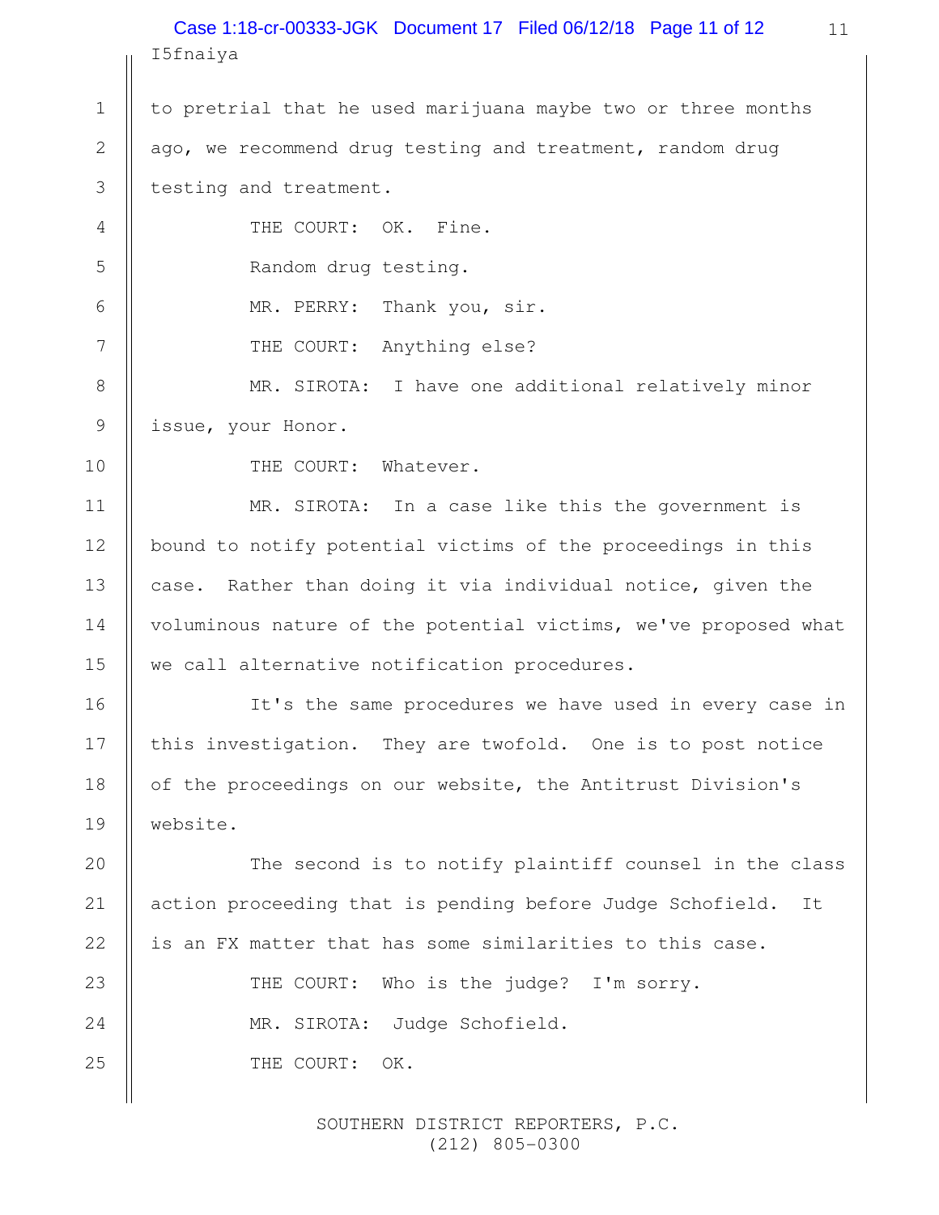to pretrial that he used marijuana maybe two or three months ago, we recommend drug testing and treatment, random drug testing and treatment.

THE COURT: OK. Fine.

Random drug testing.

MR. PERRY: Thank you, sir.

THE COURT: Anything else?

MR. SIROTA: I have one additional relatively minor issue, your Honor.

THE COURT: Whatever.

MR. SIROTA: In a case like this the government is bound to notify potential victims of the proceedings in this case. Rather than doing it via individual notice, given the voluminous nature of the potential victims, we've proposed what we call alternative notification procedures.

It's the same procedures we have used in every case in this investigation. They are twofold. One is to post notice of the proceedings on our website, the Antitrust Division's website.

The second is to notify plaintiff counsel in the class action proceeding that is pending before Judge Schofield. It is an FX matter that has some similarities to this case.

THE COURT: Who is the judge? I'm sorry.

MR. SIROTA: Judge Schofield.

THE COURT: OK.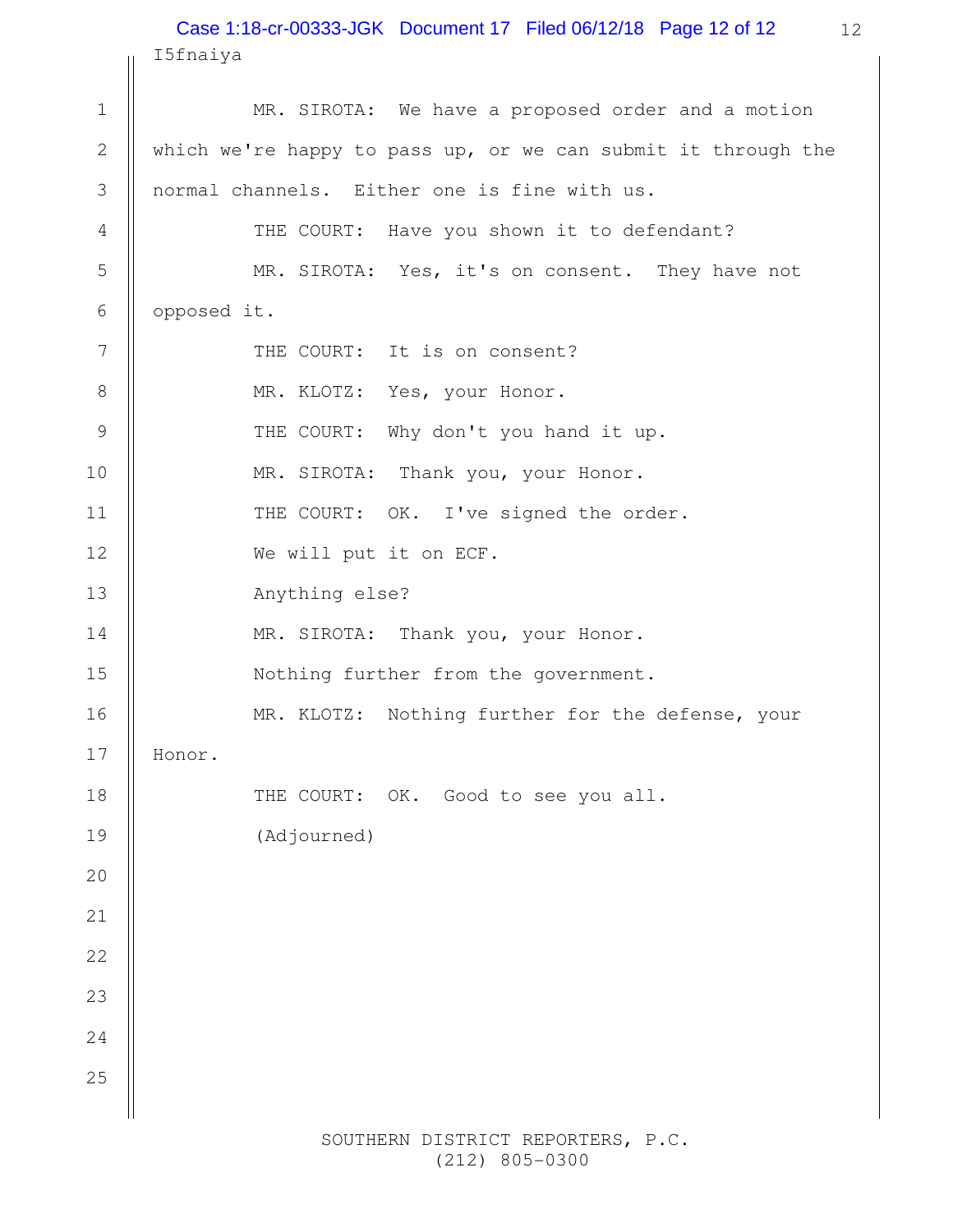MR. SIROTA: We have a proposed order and a motion which we're happy to pass up, or we can submit it through the normal channels. Either one is fine with us.

THE COURT: Have you shown it to defendant?

MR. SIROTA: Yes, it's on consent. They have not opposed it.

THE COURT: It is on consent?

MR. KLOTZ: Yes, your Honor.

THE COURT: Why don't you hand it up.

MR. SIROTA: Thank you, your Honor.

THE COURT: OK. I've signed the order.

We will put it on ECF.

Anything else?

MR. SIROTA: Thank you, your Honor.

Nothing further from the government.

MR. KLOTZ: Nothing further for the defense, your Honor.

THE COURT: OK. Good to see you all.

(Adjourned)